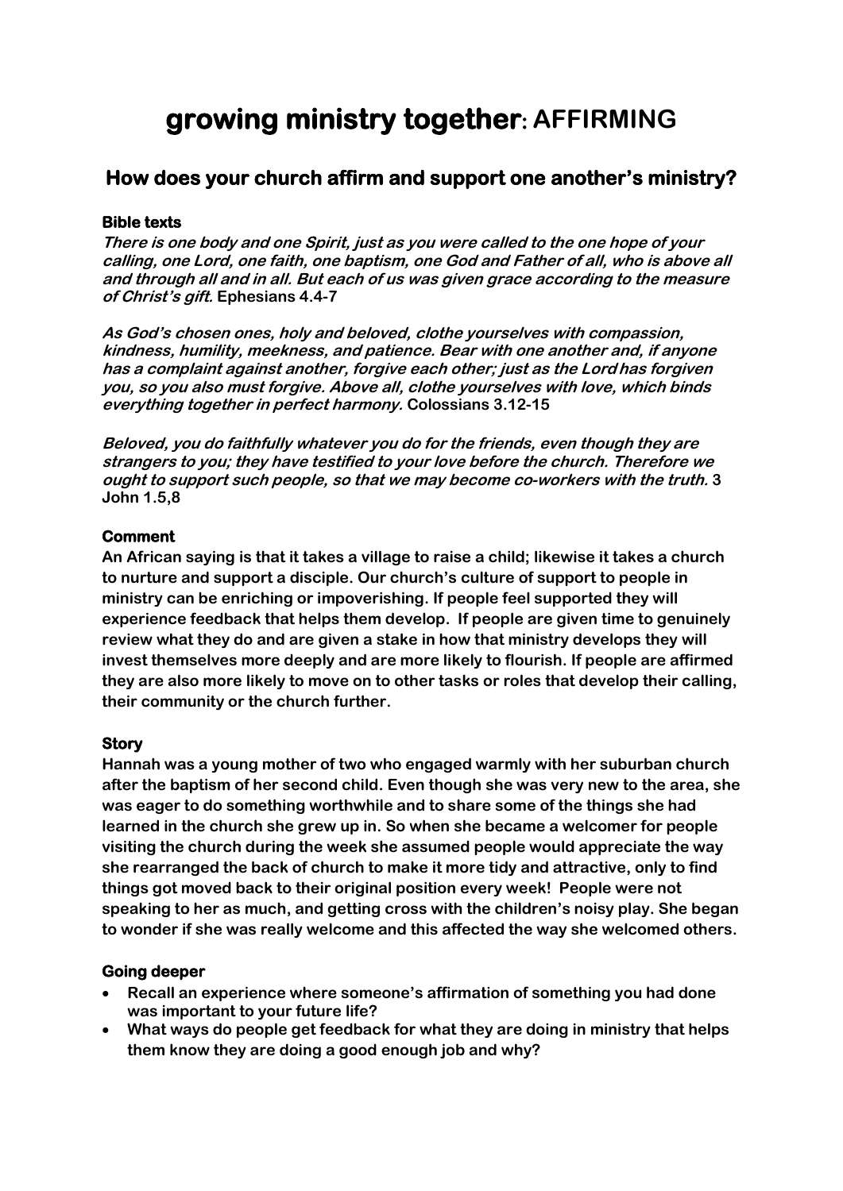# growing ministry together: AFFIRMING

## How does your church affirm and support one another's ministry?

### Bible texts

***There is one body and one Spirit, just as you were called to the one hope of your calling, one Lord, one faith, one baptism, one God and Father of all, who is above all and through all and in all. But each of us was given grace according to the measure of Christ's gift.*** **Ephesians 4.4-7**

***As God's chosen ones, holy and beloved, clothe yourselves with compassion, kindness, humility, meekness, and patience. Bear with one another and, if anyone has a complaint against another, forgive each other; just as the Lord has forgiven you, so you also must forgive. Above all, clothe yourselves with love, which binds everything together in perfect harmony.*** **Colossians 3.12-15**

***Beloved, you do faithfully whatever you do for the friends, even though they are strangers to you; they have testified to your love before the church. Therefore we ought to support such people, so that we may become co-workers with the truth.*** **3 John 1.5,8**

### Comment

**An African saying is that it takes a village to raise a child; likewise it takes a church to nurture and support a disciple. Our church's culture of support to people in ministry can be enriching or impoverishing. If people feel supported they will experience feedback that helps them develop. If people are given time to genuinely review what they do and are given a stake in how that ministry develops they will invest themselves more deeply and are more likely to flourish. If people are affirmed they are also more likely to move on to other tasks or roles that develop their calling, their community or the church further.**

### Story

**Hannah was a young mother of two who engaged warmly with her suburban church after the baptism of her second child. Even though she was very new to the area, she was eager to do something worthwhile and to share some of the things she had learned in the church she grew up in. So when she became a welcomer for people visiting the church during the week she assumed people would appreciate the way she rearranged the back of church to make it more tidy and attractive, only to find things got moved back to their original position every week! People were not speaking to her as much, and getting cross with the children's noisy play. She began to wonder if she was really welcome and this affected the way she welcomed others.**

### Going deeper

- **Recall an experience where someone's affirmation of something you had done was important to your future life?**
- **What ways do people get feedback for what they are doing in ministry that helps them know they are doing a good enough job and why?**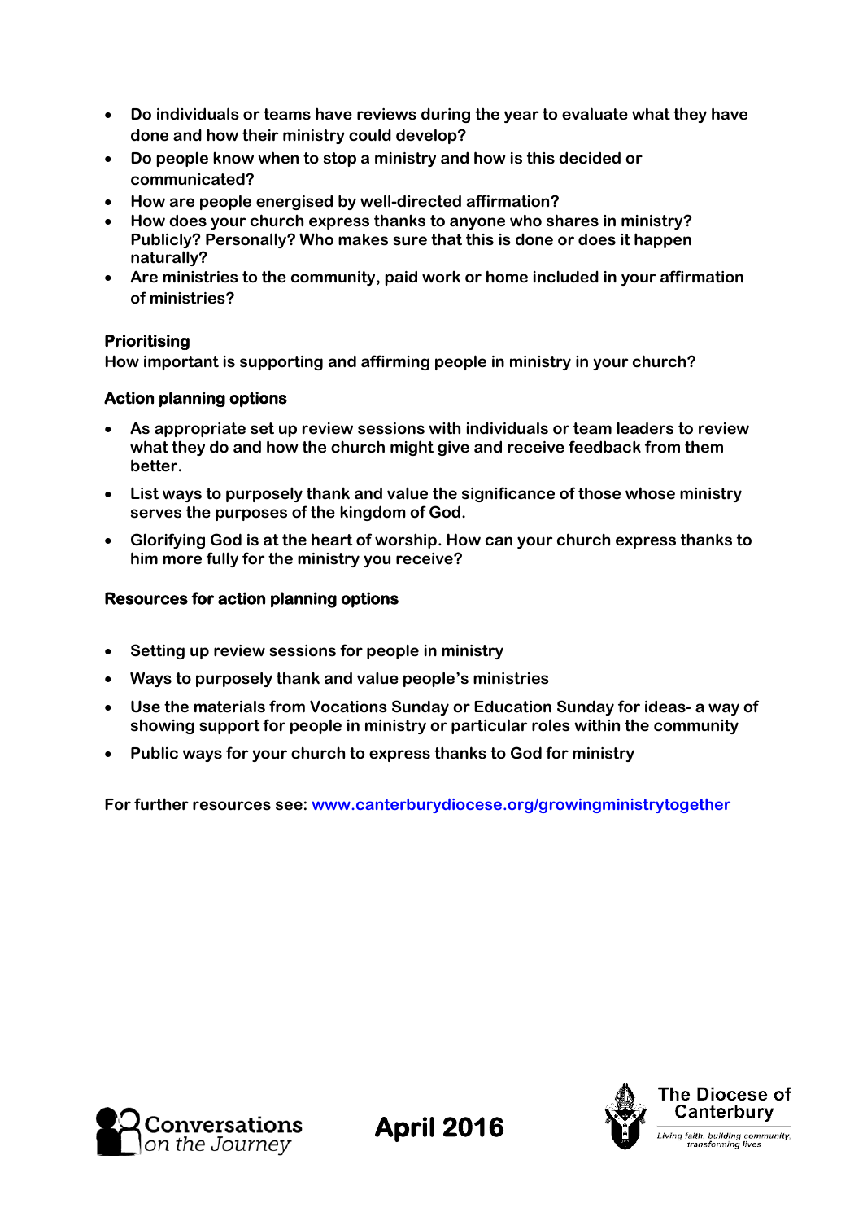- Do individuals or teams have reviews during the year to evaluate what they have done and how their ministry could develop?
- Do people know when to stop a ministry and how is this decided or communicated?
- How are people energised by well-directed affirmation?
- How does your church express thanks to anyone who shares in ministry? Publicly? Personally? Who makes sure that this is done or does it happen naturally?
- Are ministries to the community, paid work or home included in your affirmation of ministries?

**Prioritising**

How important is supporting and affirming people in ministry in your church?

**Action planning options**

- As appropriate set up review sessions with individuals or team leaders to review what they do and how the church might give and receive feedback from them better.
- List ways to purposely thank and value the significance of those whose ministry serves the purposes of the kingdom of God.
- Glorifying God is at the heart of worship. How can your church express thanks to him more fully for the ministry you receive?

**Resources for action planning options**

- Setting up review sessions for people in ministry
- Ways to purposely thank and value people's ministries
- Use the materials from Vocations Sunday or Education Sunday for ideas- a way of showing support for people in ministry or particular roles within the community
- Public ways for your church to express thanks to God for ministry

For further resources see: [www.canterburydiocese.org/growingministrytogether](http://www.canterburydiocese.org/growingministrytogether)

Conversations on the Journey

**April 2016**

The Diocese of Canterbury

*Living faith, building community, transforming lives*